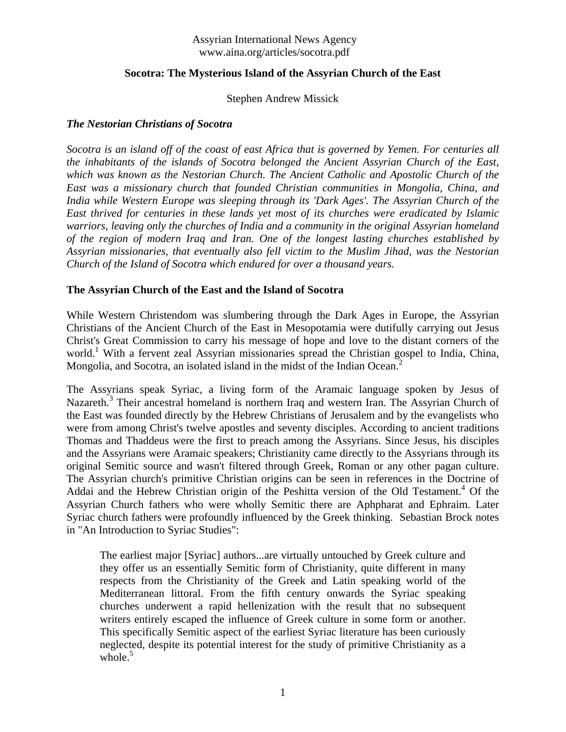Assyrian International News Agency
www.aina.org/articles/socotra.pdf

# Socotra: The Mysterious Island of the Assyrian Church of the East

Stephen Andrew Missick

## *The Nestorian Christians of Socotra*

*Socotra is an island off of the coast of east Africa that is governed by Yemen. For centuries all the inhabitants of the islands of Socotra belonged the Ancient Assyrian Church of the East, which was known as the Nestorian Church. The Ancient Catholic and Apostolic Church of the East was a missionary church that founded Christian communities in Mongolia, China, and India while Western Europe was sleeping through its 'Dark Ages'. The Assyrian Church of the East thrived for centuries in these lands yet most of its churches were eradicated by Islamic warriors, leaving only the churches of India and a community in the original Assyrian homeland of the region of modern Iraq and Iran. One of the longest lasting churches established by Assyrian missionaries, that eventually also fell victim to the Muslim Jihad, was the Nestorian Church of the Island of Socotra which endured for over a thousand years.*

## The Assyrian Church of the East and the Island of Socotra

While Western Christendom was slumbering through the Dark Ages in Europe, the Assyrian Christians of the Ancient Church of the East in Mesopotamia were dutifully carrying out Jesus Christ's Great Commission to carry his message of hope and love to the distant corners of the world.[1] With a fervent zeal Assyrian missionaries spread the Christian gospel to India, China, Mongolia, and Socotra, an isolated island in the midst of the Indian Ocean.[2]

The Assyrians speak Syriac, a living form of the Aramaic language spoken by Jesus of Nazareth.[3] Their ancestral homeland is northern Iraq and western Iran. The Assyrian Church of the East was founded directly by the Hebrew Christians of Jerusalem and by the evangelists who were from among Christ's twelve apostles and seventy disciples. According to ancient traditions Thomas and Thaddeus were the first to preach among the Assyrians. Since Jesus, his disciples and the Assyrians were Aramaic speakers; Christianity came directly to the Assyrians through its original Semitic source and wasn't filtered through Greek, Roman or any other pagan culture. The Assyrian church's primitive Christian origins can be seen in references in the Doctrine of Addai and the Hebrew Christian origin of the Peshitta version of the Old Testament.[4] Of the Assyrian Church fathers who were wholly Semitic there are Aphpharat and Ephraim. Later Syriac church fathers were profoundly influenced by the Greek thinking. Sebastian Brock notes in "An Introduction to Syriac Studies":

> The earliest major [Syriac] authors...are virtually untouched by Greek culture and they offer us an essentially Semitic form of Christianity, quite different in many respects from the Christianity of the Greek and Latin speaking world of the Mediterranean littoral. From the fifth century onwards the Syriac speaking churches underwent a rapid hellenization with the result that no subsequent writers entirely escaped the influence of Greek culture in some form or another. This specifically Semitic aspect of the earliest Syriac literature has been curiously neglected, despite its potential interest for the study of primitive Christianity as a whole.[5]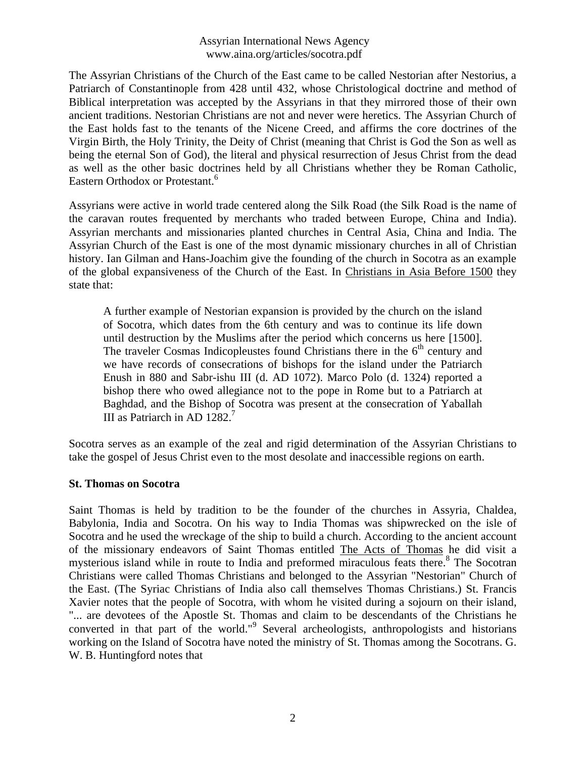The Assyrian Christians of the Church of the East came to be called Nestorian after Nestorius, a Patriarch of Constantinople from 428 until 432, whose Christological doctrine and method of Biblical interpretation was accepted by the Assyrians in that they mirrored those of their own ancient traditions. Nestorian Christians are not and never were heretics. The Assyrian Church of the East holds fast to the tenants of the Nicene Creed, and affirms the core doctrines of the Virgin Birth, the Holy Trinity, the Deity of Christ (meaning that Christ is God the Son as well as being the eternal Son of God), the literal and physical resurrection of Jesus Christ from the dead as well as the other basic doctrines held by all Christians whether they be Roman Catholic, Eastern Orthodox or Protestant.[6]

Assyrians were active in world trade centered along the Silk Road (the Silk Road is the name of the caravan routes frequented by merchants who traded between Europe, China and India). Assyrian merchants and missionaries planted churches in Central Asia, China and India. The Assyrian Church of the East is one of the most dynamic missionary churches in all of Christian history. Ian Gilman and Hans-Joachim give the founding of the church in Socotra as an example of the global expansiveness of the Church of the East. In Christians in Asia Before 1500 they state that:

> A further example of Nestorian expansion is provided by the church on the island of Socotra, which dates from the 6th century and was to continue its life down until destruction by the Muslims after the period which concerns us here [1500]. The traveler Cosmas Indicopleustes found Christians there in the 6th century and we have records of consecrations of bishops for the island under the Patriarch Enush in 880 and Sabr-ishu III (d. AD 1072). Marco Polo (d. 1324) reported a bishop there who owed allegiance not to the pope in Rome but to a Patriarch at Baghdad, and the Bishop of Socotra was present at the consecration of Yaballah III as Patriarch in AD 1282.[7]

Socotra serves as an example of the zeal and rigid determination of the Assyrian Christians to take the gospel of Jesus Christ even to the most desolate and inaccessible regions on earth.

**St. Thomas on Socotra**

Saint Thomas is held by tradition to be the founder of the churches in Assyria, Chaldea, Babylonia, India and Socotra. On his way to India Thomas was shipwrecked on the isle of Socotra and he used the wreckage of the ship to build a church. According to the ancient account of the missionary endeavors of Saint Thomas entitled The Acts of Thomas he did visit a mysterious island while in route to India and preformed miraculous feats there.[8] The Socotran Christians were called Thomas Christians and belonged to the Assyrian "Nestorian" Church of the East. (The Syriac Christians of India also call themselves Thomas Christians.) St. Francis Xavier notes that the people of Socotra, with whom he visited during a sojourn on their island, "... are devotees of the Apostle St. Thomas and claim to be descendants of the Christians he converted in that part of the world."[9] Several archeologists, anthropologists and historians working on the Island of Socotra have noted the ministry of St. Thomas among the Socotrans. G. W. B. Huntingford notes that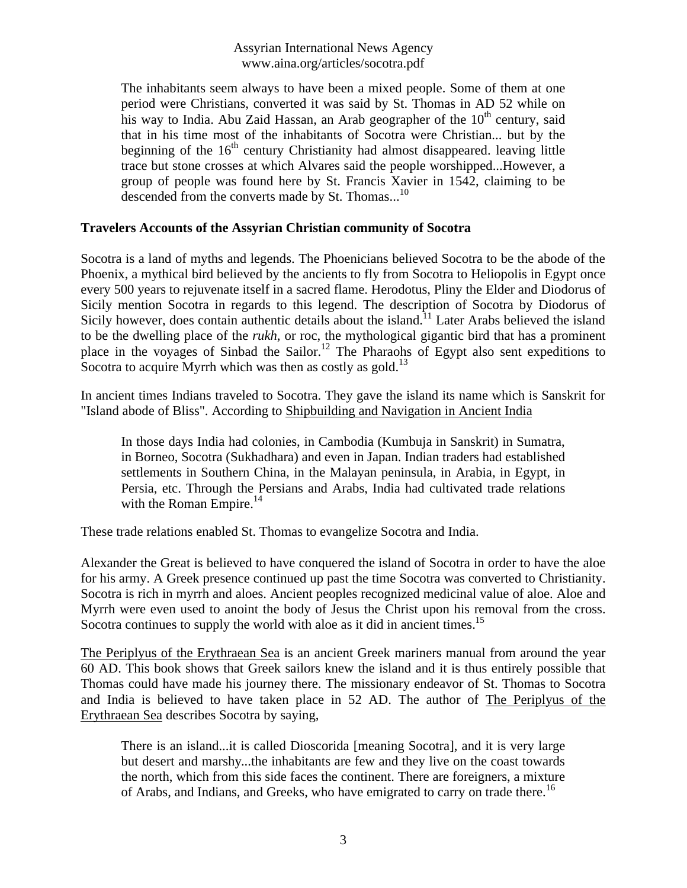> The inhabitants seem always to have been a mixed people. Some of them at one period were Christians, converted it was said by St. Thomas in AD 52 while on his way to India. Abu Zaid Hassan, an Arab geographer of the 10th century, said that in his time most of the inhabitants of Socotra were Christian... but by the beginning of the 16th century Christianity had almost disappeared. leaving little trace but stone crosses at which Alvares said the people worshipped...However, a group of people was found here by St. Francis Xavier in 1542, claiming to be descended from the converts made by St. Thomas...[10]

## Travelers Accounts of the Assyrian Christian community of Socotra

Socotra is a land of myths and legends. The Phoenicians believed Socotra to be the abode of the Phoenix, a mythical bird believed by the ancients to fly from Socotra to Heliopolis in Egypt once every 500 years to rejuvenate itself in a sacred flame. Herodotus, Pliny the Elder and Diodorus of Sicily mention Socotra in regards to this legend. The description of Socotra by Diodorus of Sicily however, does contain authentic details about the island.[11] Later Arabs believed the island to be the dwelling place of the *rukh*, or roc, the mythological gigantic bird that has a prominent place in the voyages of Sinbad the Sailor.[12] The Pharaohs of Egypt also sent expeditions to Socotra to acquire Myrrh which was then as costly as gold.[13]

In ancient times Indians traveled to Socotra. They gave the island its name which is Sanskrit for "Island abode of Bliss". According to Shipbuilding and Navigation in Ancient India

> In those days India had colonies, in Cambodia (Kumbuja in Sanskrit) in Sumatra, in Borneo, Socotra (Sukhadhara) and even in Japan. Indian traders had established settlements in Southern China, in the Malayan peninsula, in Arabia, in Egypt, in Persia, etc. Through the Persians and Arabs, India had cultivated trade relations with the Roman Empire.[14]

These trade relations enabled St. Thomas to evangelize Socotra and India.

Alexander the Great is believed to have conquered the island of Socotra in order to have the aloe for his army. A Greek presence continued up past the time Socotra was converted to Christianity. Socotra is rich in myrrh and aloes. Ancient peoples recognized medicinal value of aloe. Aloe and Myrrh were even used to anoint the body of Jesus the Christ upon his removal from the cross. Socotra continues to supply the world with aloe as it did in ancient times.[15]

The Periplyus of the Erythraean Sea is an ancient Greek mariners manual from around the year 60 AD. This book shows that Greek sailors knew the island and it is thus entirely possible that Thomas could have made his journey there. The missionary endeavor of St. Thomas to Socotra and India is believed to have taken place in 52 AD. The author of The Periplyus of the Erythraean Sea describes Socotra by saying,

> There is an island...it is called Dioscorida [meaning Socotra], and it is very large but desert and marshy...the inhabitants are few and they live on the coast towards the north, which from this side faces the continent. There are foreigners, a mixture of Arabs, and Indians, and Greeks, who have emigrated to carry on trade there.[16]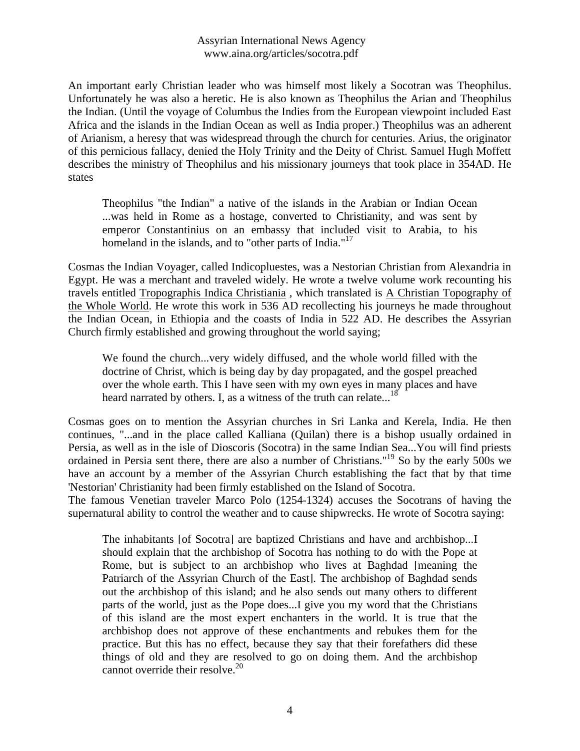An important early Christian leader who was himself most likely a Socotran was Theophilus. Unfortunately he was also a heretic. He is also known as Theophilus the Arian and Theophilus the Indian. (Until the voyage of Columbus the Indies from the European viewpoint included East Africa and the islands in the Indian Ocean as well as India proper.) Theophilus was an adherent of Arianism, a heresy that was widespread through the church for centuries. Arius, the originator of this pernicious fallacy, denied the Holy Trinity and the Deity of Christ. Samuel Hugh Moffett describes the ministry of Theophilus and his missionary journeys that took place in 354AD. He states

> Theophilus "the Indian" a native of the islands in the Arabian or Indian Ocean ...was held in Rome as a hostage, converted to Christianity, and was sent by emperor Constantinius on an embassy that included visit to Arabia, to his homeland in the islands, and to "other parts of India."[17]

Cosmas the Indian Voyager, called Indicopluestes, was a Nestorian Christian from Alexandria in Egypt. He was a merchant and traveled widely. He wrote a twelve volume work recounting his travels entitled <u>Tropographis Indica Christiania</u> , which translated is <u>A Christian Topography of the Whole World</u>. He wrote this work in 536 AD recollecting his journeys he made throughout the Indian Ocean, in Ethiopia and the coasts of India in 522 AD. He describes the Assyrian Church firmly established and growing throughout the world saying;

> We found the church...very widely diffused, and the whole world filled with the doctrine of Christ, which is being day by day propagated, and the gospel preached over the whole earth. This I have seen with my own eyes in many places and have heard narrated by others. I, as a witness of the truth can relate...[18]

Cosmas goes on to mention the Assyrian churches in Sri Lanka and Kerela, India. He then continues, "...and in the place called Kalliana (Quilan) there is a bishop usually ordained in Persia, as well as in the isle of Dioscoris (Socotra) in the same Indian Sea...You will find priests ordained in Persia sent there, there are also a number of Christians."[19] So by the early 500s we have an account by a member of the Assyrian Church establishing the fact that by that time 'Nestorian' Christianity had been firmly established on the Island of Socotra.

The famous Venetian traveler Marco Polo (1254-1324) accuses the Socotrans of having the supernatural ability to control the weather and to cause shipwrecks. He wrote of Socotra saying:

> The inhabitants [of Socotra] are baptized Christians and have and archbishop...I should explain that the archbishop of Socotra has nothing to do with the Pope at Rome, but is subject to an archbishop who lives at Baghdad [meaning the Patriarch of the Assyrian Church of the East]. The archbishop of Baghdad sends out the archbishop of this island; and he also sends out many others to different parts of the world, just as the Pope does...I give you my word that the Christians of this island are the most expert enchanters in the world. It is true that the archbishop does not approve of these enchantments and rebukes them for the practice. But this has no effect, because they say that their forefathers did these things of old and they are resolved to go on doing them. And the archbishop cannot override their resolve.[20]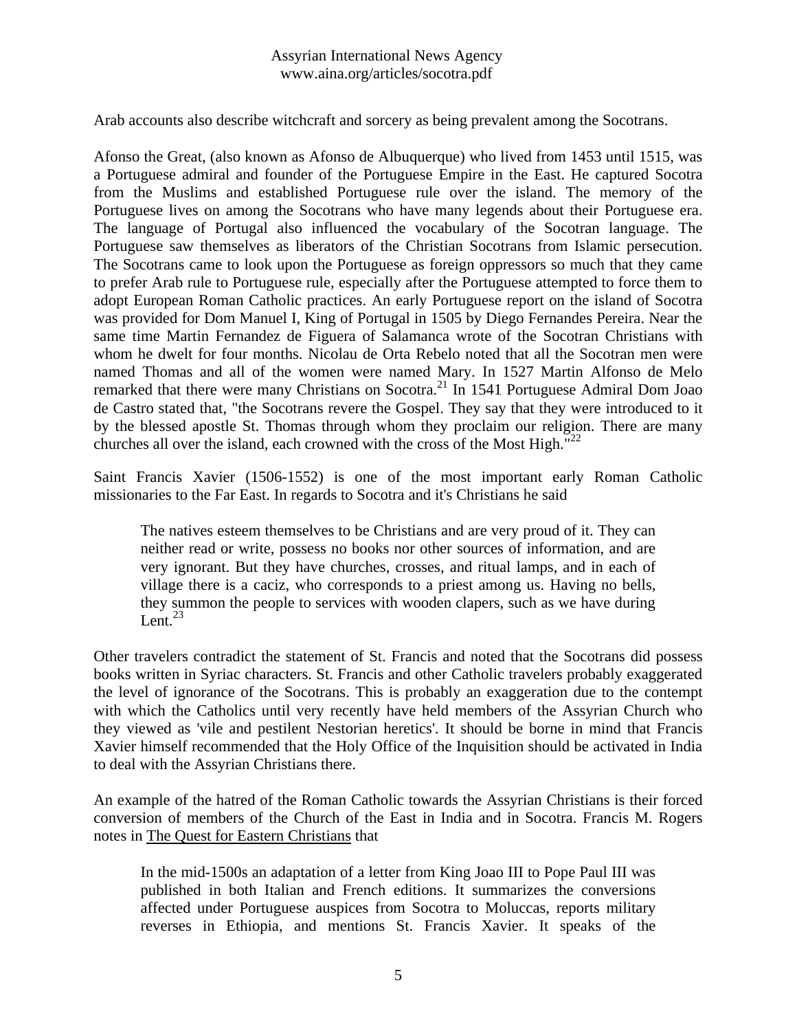Arab accounts also describe witchcraft and sorcery as being prevalent among the Socotrans.

Afonso the Great, (also known as Afonso de Albuquerque) who lived from 1453 until 1515, was a Portuguese admiral and founder of the Portuguese Empire in the East. He captured Socotra from the Muslims and established Portuguese rule over the island. The memory of the Portuguese lives on among the Socotrans who have many legends about their Portuguese era. The language of Portugal also influenced the vocabulary of the Socotran language. The Portuguese saw themselves as liberators of the Christian Socotrans from Islamic persecution. The Socotrans came to look upon the Portuguese as foreign oppressors so much that they came to prefer Arab rule to Portuguese rule, especially after the Portuguese attempted to force them to adopt European Roman Catholic practices. An early Portuguese report on the island of Socotra was provided for Dom Manuel I, King of Portugal in 1505 by Diego Fernandes Pereira. Near the same time Martin Fernandez de Figuera of Salamanca wrote of the Socotran Christians with whom he dwelt for four months. Nicolau de Orta Rebelo noted that all the Socotran men were named Thomas and all of the women were named Mary. In 1527 Martin Alfonso de Melo remarked that there were many Christians on Socotra.[21] In 1541 Portuguese Admiral Dom Joao de Castro stated that, "the Socotrans revere the Gospel. They say that they were introduced to it by the blessed apostle St. Thomas through whom they proclaim our religion. There are many churches all over the island, each crowned with the cross of the Most High."[22]

Saint Francis Xavier (1506-1552) is one of the most important early Roman Catholic missionaries to the Far East. In regards to Socotra and it's Christians he said

> The natives esteem themselves to be Christians and are very proud of it. They can neither read or write, possess no books nor other sources of information, and are very ignorant. But they have churches, crosses, and ritual lamps, and in each of village there is a caciz, who corresponds to a priest among us. Having no bells, they summon the people to services with wooden clapers, such as we have during Lent.[23]

Other travelers contradict the statement of St. Francis and noted that the Socotrans did possess books written in Syriac characters. St. Francis and other Catholic travelers probably exaggerated the level of ignorance of the Socotrans. This is probably an exaggeration due to the contempt with which the Catholics until very recently have held members of the Assyrian Church who they viewed as 'vile and pestilent Nestorian heretics'. It should be borne in mind that Francis Xavier himself recommended that the Holy Office of the Inquisition should be activated in India to deal with the Assyrian Christians there.

An example of the hatred of the Roman Catholic towards the Assyrian Christians is their forced conversion of members of the Church of the East in India and in Socotra. Francis M. Rogers notes in The Quest for Eastern Christians that

> In the mid-1500s an adaptation of a letter from King Joao III to Pope Paul III was published in both Italian and French editions. It summarizes the conversions affected under Portuguese auspices from Socotra to Moluccas, reports military reverses in Ethiopia, and mentions St. Francis Xavier. It speaks of the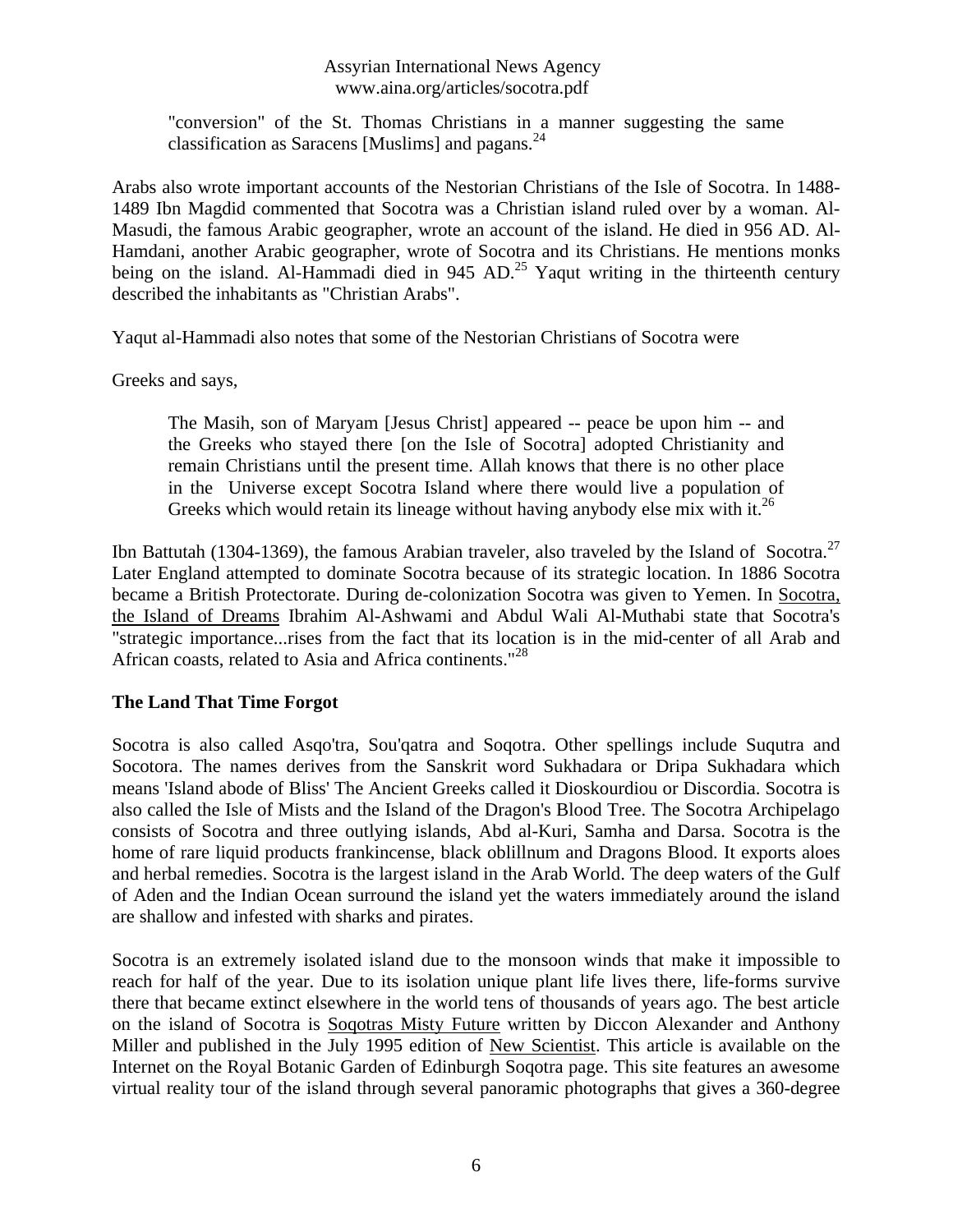"conversion" of the St. Thomas Christians in a manner suggesting the same classification as Saracens [Muslims] and pagans.[24]

Arabs also wrote important accounts of the Nestorian Christians of the Isle of Socotra. In 1488-1489 Ibn Magdid commented that Socotra was a Christian island ruled over by a woman. Al-Masudi, the famous Arabic geographer, wrote an account of the island. He died in 956 AD. Al-Hamdani, another Arabic geographer, wrote of Socotra and its Christians. He mentions monks being on the island. Al-Hammadi died in 945 AD.[25] Yaqut writing in the thirteenth century described the inhabitants as "Christian Arabs".

Yaqut al-Hammadi also notes that some of the Nestorian Christians of Socotra were

Greeks and says,

> The Masih, son of Maryam [Jesus Christ] appeared -- peace be upon him -- and the Greeks who stayed there [on the Isle of Socotra] adopted Christianity and remain Christians until the present time. Allah knows that there is no other place in the Universe except Socotra Island where there would live a population of Greeks which would retain its lineage without having anybody else mix with it.[26]

Ibn Battutah (1304-1369), the famous Arabian traveler, also traveled by the Island of Socotra.[27] Later England attempted to dominate Socotra because of its strategic location. In 1886 Socotra became a British Protectorate. During de-colonization Socotra was given to Yemen. In Socotra, the Island of Dreams Ibrahim Al-Ashwami and Abdul Wali Al-Muthabi state that Socotra's "strategic importance...rises from the fact that its location is in the mid-center of all Arab and African coasts, related to Asia and Africa continents."[28]

## The Land That Time Forgot

Socotra is also called Asqo'tra, Sou'qatra and Soqotra. Other spellings include Suqutra and Socotora. The names derives from the Sanskrit word Sukhadara or Dripa Sukhadara which means 'Island abode of Bliss' The Ancient Greeks called it Dioskourdiou or Discordia. Socotra is also called the Isle of Mists and the Island of the Dragon's Blood Tree. The Socotra Archipelago consists of Socotra and three outlying islands, Abd al-Kuri, Samha and Darsa. Socotra is the home of rare liquid products frankincense, black oblillnum and Dragons Blood. It exports aloes and herbal remedies. Socotra is the largest island in the Arab World. The deep waters of the Gulf of Aden and the Indian Ocean surround the island yet the waters immediately around the island are shallow and infested with sharks and pirates.

Socotra is an extremely isolated island due to the monsoon winds that make it impossible to reach for half of the year. Due to its isolation unique plant life lives there, life-forms survive there that became extinct elsewhere in the world tens of thousands of years ago. The best article on the island of Socotra is Soqotras Misty Future written by Diccon Alexander and Anthony Miller and published in the July 1995 edition of New Scientist. This article is available on the Internet on the Royal Botanic Garden of Edinburgh Soqotra page. This site features an awesome virtual reality tour of the island through several panoramic photographs that gives a 360-degree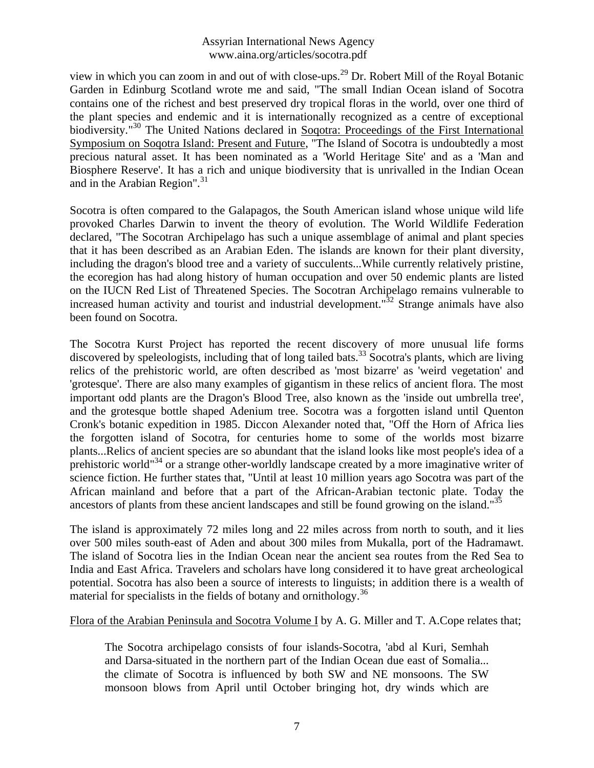view in which you can zoom in and out of with close-ups.[29] Dr. Robert Mill of the Royal Botanic Garden in Edinburg Scotland wrote me and said, "The small Indian Ocean island of Socotra contains one of the richest and best preserved dry tropical floras in the world, over one third of the plant species and endemic and it is internationally recognized as a centre of exceptional biodiversity."[30] The United Nations declared in Soqotra: Proceedings of the First International Symposium on Soqotra Island: Present and Future, "The Island of Socotra is undoubtedly a most precious natural asset. It has been nominated as a 'World Heritage Site' and as a 'Man and Biosphere Reserve'. It has a rich and unique biodiversity that is unrivalled in the Indian Ocean and in the Arabian Region".[31]

Socotra is often compared to the Galapagos, the South American island whose unique wild life provoked Charles Darwin to invent the theory of evolution. The World Wildlife Federation declared, "The Socotran Archipelago has such a unique assemblage of animal and plant species that it has been described as an Arabian Eden. The islands are known for their plant diversity, including the dragon's blood tree and a variety of succulents...While currently relatively pristine, the ecoregion has had along history of human occupation and over 50 endemic plants are listed on the IUCN Red List of Threatened Species. The Socotran Archipelago remains vulnerable to increased human activity and tourist and industrial development."[32] Strange animals have also been found on Socotra.

The Socotra Kurst Project has reported the recent discovery of more unusual life forms discovered by speleologists, including that of long tailed bats.[33] Socotra's plants, which are living relics of the prehistoric world, are often described as 'most bizarre' as 'weird vegetation' and 'grotesque'. There are also many examples of gigantism in these relics of ancient flora. The most important odd plants are the Dragon's Blood Tree, also known as the 'inside out umbrella tree', and the grotesque bottle shaped Adenium tree. Socotra was a forgotten island until Quenton Cronk's botanic expedition in 1985. Diccon Alexander noted that, "Off the Horn of Africa lies the forgotten island of Socotra, for centuries home to some of the worlds most bizarre plants...Relics of ancient species are so abundant that the island looks like most people's idea of a prehistoric world"[34] or a strange other-worldly landscape created by a more imaginative writer of science fiction. He further states that, "Until at least 10 million years ago Socotra was part of the African mainland and before that a part of the African-Arabian tectonic plate. Today the ancestors of plants from these ancient landscapes and still be found growing on the island."[35]

The island is approximately 72 miles long and 22 miles across from north to south, and it lies over 500 miles south-east of Aden and about 300 miles from Mukalla, port of the Hadramawt. The island of Socotra lies in the Indian Ocean near the ancient sea routes from the Red Sea to India and East Africa. Travelers and scholars have long considered it to have great archeological potential. Socotra has also been a source of interests to linguists; in addition there is a wealth of material for specialists in the fields of botany and ornithology.[36]

Flora of the Arabian Peninsula and Socotra Volume I by A. G. Miller and T. A.Cope relates that;

> The Socotra archipelago consists of four islands-Socotra, 'abd al Kuri, Semhah and Darsa-situated in the northern part of the Indian Ocean due east of Somalia... the climate of Socotra is influenced by both SW and NE monsoons. The SW monsoon blows from April until October bringing hot, dry winds which are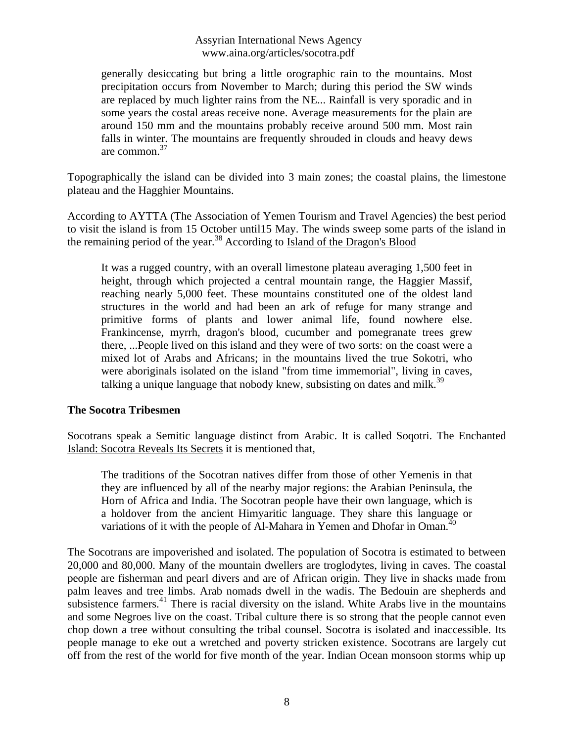> generally desiccating but bring a little orographic rain to the mountains. Most precipitation occurs from November to March; during this period the SW winds are replaced by much lighter rains from the NE... Rainfall is very sporadic and in some years the costal areas receive none. Average measurements for the plain are around 150 mm and the mountains probably receive around 500 mm. Most rain falls in winter. The mountains are frequently shrouded in clouds and heavy dews are common.[37]

Topographically the island can be divided into 3 main zones; the coastal plains, the limestone plateau and the Hagghier Mountains.

According to AYTTA (The Association of Yemen Tourism and Travel Agencies) the best period to visit the island is from 15 October until15 May. The winds sweep some parts of the island in the remaining period of the year.[38] According to Island of the Dragon's Blood

> It was a rugged country, with an overall limestone plateau averaging 1,500 feet in height, through which projected a central mountain range, the Haggier Massif, reaching nearly 5,000 feet. These mountains constituted one of the oldest land structures in the world and had been an ark of refuge for many strange and primitive forms of plants and lower animal life, found nowhere else. Frankincense, myrrh, dragon's blood, cucumber and pomegranate trees grew there, ...People lived on this island and they were of two sorts: on the coast were a mixed lot of Arabs and Africans; in the mountains lived the true Sokotri, who were aboriginals isolated on the island "from time immemorial", living in caves, talking a unique language that nobody knew, subsisting on dates and milk.[39]

**The Socotra Tribesmen**

Socotrans speak a Semitic language distinct from Arabic. It is called Soqotri. The Enchanted Island: Socotra Reveals Its Secrets it is mentioned that,

> The traditions of the Socotran natives differ from those of other Yemenis in that they are influenced by all of the nearby major regions: the Arabian Peninsula, the Horn of Africa and India. The Socotran people have their own language, which is a holdover from the ancient Himyaritic language. They share this language or variations of it with the people of Al-Mahara in Yemen and Dhofar in Oman.[40]

The Socotrans are impoverished and isolated. The population of Socotra is estimated to between 20,000 and 80,000. Many of the mountain dwellers are troglodytes, living in caves. The coastal people are fisherman and pearl divers and are of African origin. They live in shacks made from palm leaves and tree limbs. Arab nomads dwell in the wadis. The Bedouin are shepherds and subsistence farmers.[41] There is racial diversity on the island. White Arabs live in the mountains and some Negroes live on the coast. Tribal culture there is so strong that the people cannot even chop down a tree without consulting the tribal counsel. Socotra is isolated and inaccessible. Its people manage to eke out a wretched and poverty stricken existence. Socotrans are largely cut off from the rest of the world for five month of the year. Indian Ocean monsoon storms whip up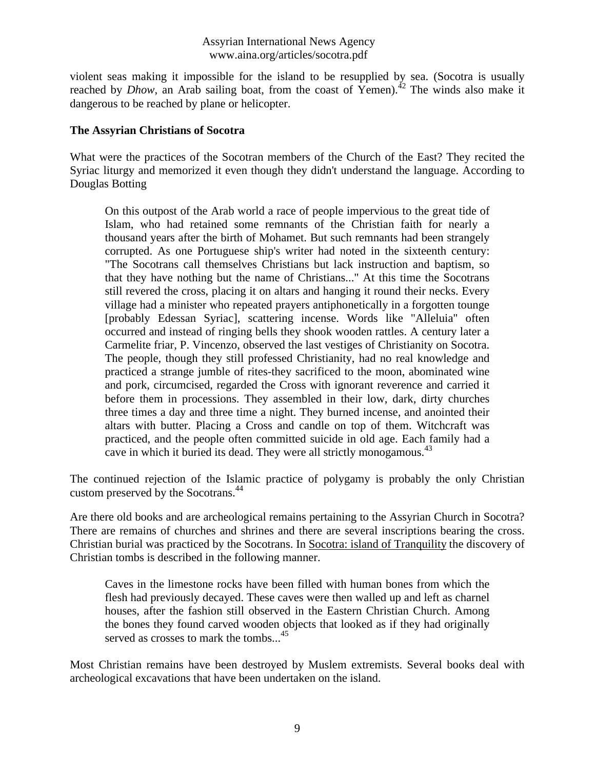violent seas making it impossible for the island to be resupplied by sea. (Socotra is usually reached by *Dhow*, an Arab sailing boat, from the coast of Yemen).[42] The winds also make it dangerous to be reached by plane or helicopter.

**The Assyrian Christians of Socotra**

What were the practices of the Socotran members of the Church of the East? They recited the Syriac liturgy and memorized it even though they didn't understand the language. According to Douglas Botting

> On this outpost of the Arab world a race of people impervious to the great tide of Islam, who had retained some remnants of the Christian faith for nearly a thousand years after the birth of Mohamet. But such remnants had been strangely corrupted. As one Portuguese ship's writer had noted in the sixteenth century: "The Socotrans call themselves Christians but lack instruction and baptism, so that they have nothing but the name of Christians..." At this time the Socotrans still revered the cross, placing it on altars and hanging it round their necks. Every village had a minister who repeated prayers antiphonetically in a forgotten tounge [probably Edessan Syriac], scattering incense. Words like "Alleluia" often occurred and instead of ringing bells they shook wooden rattles. A century later a Carmelite friar, P. Vincenzo, observed the last vestiges of Christianity on Socotra. The people, though they still professed Christianity, had no real knowledge and practiced a strange jumble of rites-they sacrificed to the moon, abominated wine and pork, circumcised, regarded the Cross with ignorant reverence and carried it before them in processions. They assembled in their low, dark, dirty churches three times a day and three time a night. They burned incense, and anointed their altars with butter. Placing a Cross and candle on top of them. Witchcraft was practiced, and the people often committed suicide in old age. Each family had a cave in which it buried its dead. They were all strictly monogamous.[43]

The continued rejection of the Islamic practice of polygamy is probably the only Christian custom preserved by the Socotrans.[44]

Are there old books and are archeological remains pertaining to the Assyrian Church in Socotra? There are remains of churches and shrines and there are several inscriptions bearing the cross. Christian burial was practiced by the Socotrans. In Socotra: island of Tranquility the discovery of Christian tombs is described in the following manner.

> Caves in the limestone rocks have been filled with human bones from which the flesh had previously decayed. These caves were then walled up and left as charnel houses, after the fashion still observed in the Eastern Christian Church. Among the bones they found carved wooden objects that looked as if they had originally served as crosses to mark the tombs...[45]

Most Christian remains have been destroyed by Muslem extremists. Several books deal with archeological excavations that have been undertaken on the island.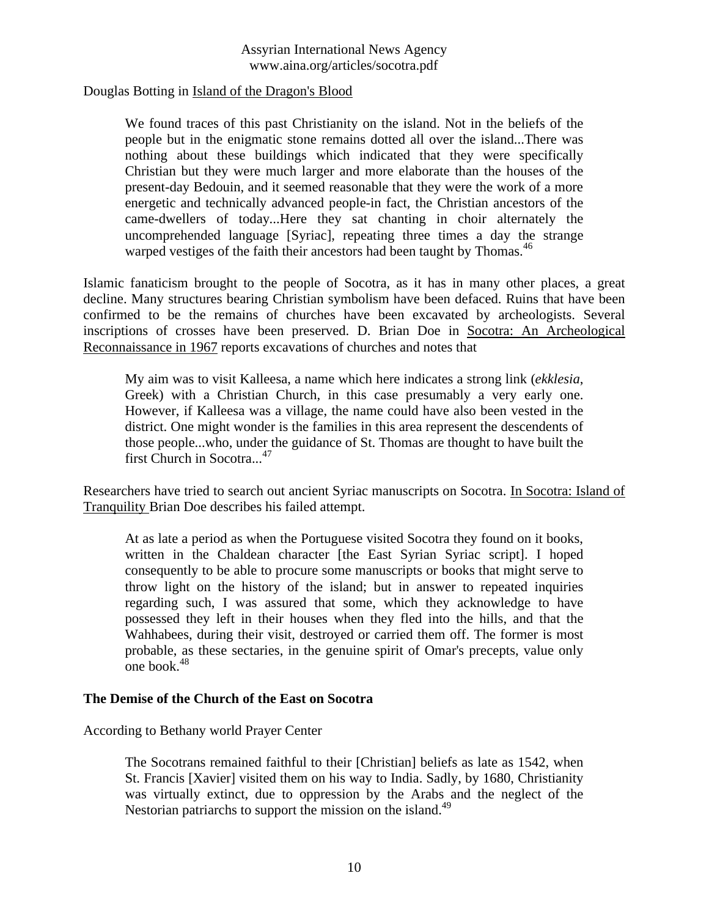Douglas Botting in Island of the Dragon's Blood

> We found traces of this past Christianity on the island. Not in the beliefs of the people but in the enigmatic stone remains dotted all over the island...There was nothing about these buildings which indicated that they were specifically Christian but they were much larger and more elaborate than the houses of the present-day Bedouin, and it seemed reasonable that they were the work of a more energetic and technically advanced people-in fact, the Christian ancestors of the came-dwellers of today...Here they sat chanting in choir alternately the uncomprehended language [Syriac], repeating three times a day the strange warped vestiges of the faith their ancestors had been taught by Thomas.[46]

Islamic fanaticism brought to the people of Socotra, as it has in many other places, a great decline. Many structures bearing Christian symbolism have been defaced. Ruins that have been confirmed to be the remains of churches have been excavated by archeologists. Several inscriptions of crosses have been preserved. D. Brian Doe in Socotra: An Archeological Reconnaissance in 1967 reports excavations of churches and notes that

> My aim was to visit Kalleesa, a name which here indicates a strong link (*ekklesia*, Greek) with a Christian Church, in this case presumably a very early one. However, if Kalleesa was a village, the name could have also been vested in the district. One might wonder is the families in this area represent the descendents of those people...who, under the guidance of St. Thomas are thought to have built the first Church in Socotra...[47]

Researchers have tried to search out ancient Syriac manuscripts on Socotra. In Socotra: Island of Tranquility Brian Doe describes his failed attempt.

> At as late a period as when the Portuguese visited Socotra they found on it books, written in the Chaldean character [the East Syrian Syriac script]. I hoped consequently to be able to procure some manuscripts or books that might serve to throw light on the history of the island; but in answer to repeated inquiries regarding such, I was assured that some, which they acknowledge to have possessed they left in their houses when they fled into the hills, and that the Wahhabees, during their visit, destroyed or carried them off. The former is most probable, as these sectaries, in the genuine spirit of Omar's precepts, value only one book.[48]

**The Demise of the Church of the East on Socotra**

According to Bethany world Prayer Center

> The Socotrans remained faithful to their [Christian] beliefs as late as 1542, when St. Francis [Xavier] visited them on his way to India. Sadly, by 1680, Christianity was virtually extinct, due to oppression by the Arabs and the neglect of the Nestorian patriarchs to support the mission on the island.[49]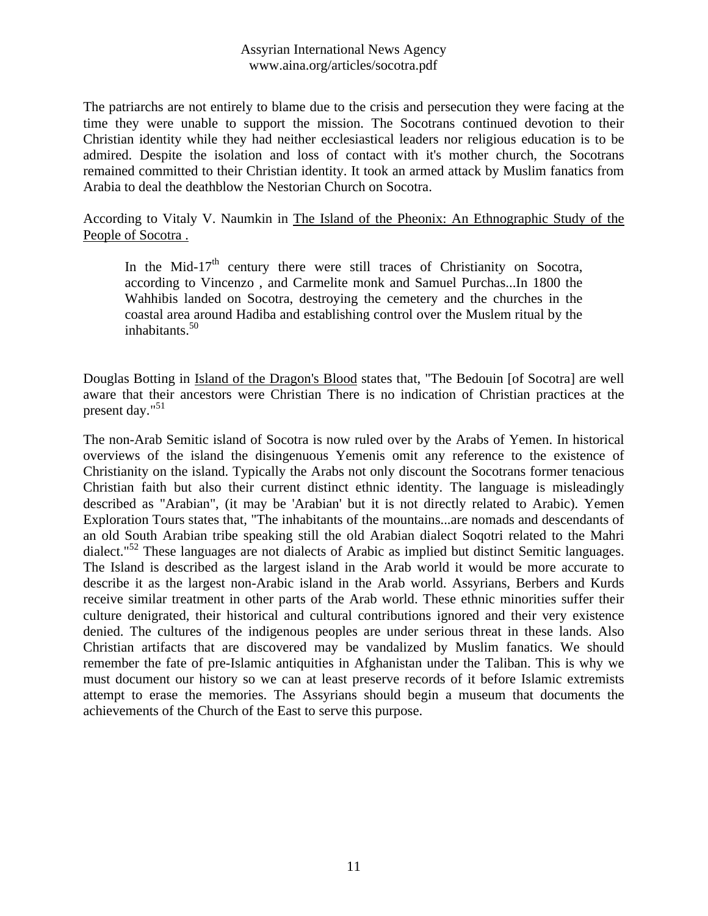The patriarchs are not entirely to blame due to the crisis and persecution they were facing at the time they were unable to support the mission. The Socotrans continued devotion to their Christian identity while they had neither ecclesiastical leaders nor religious education is to be admired. Despite the isolation and loss of contact with it's mother church, the Socotrans remained committed to their Christian identity. It took an armed attack by Muslim fanatics from Arabia to deal the deathblow the Nestorian Church on Socotra.

According to Vitaly V. Naumkin in The Island of the Pheonix: An Ethnographic Study of the People of Socotra .

> In the Mid-17$^{th}$ century there were still traces of Christianity on Socotra, according to Vincenzo , and Carmelite monk and Samuel Purchas...In 1800 the Wahhibis landed on Socotra, destroying the cemetery and the churches in the coastal area around Hadiba and establishing control over the Muslem ritual by the inhabitants.[50]

Douglas Botting in Island of the Dragon's Blood states that, "The Bedouin [of Socotra] are well aware that their ancestors were Christian There is no indication of Christian practices at the present day."[51]

The non-Arab Semitic island of Socotra is now ruled over by the Arabs of Yemen. In historical overviews of the island the disingenuous Yemenis omit any reference to the existence of Christianity on the island. Typically the Arabs not only discount the Socotrans former tenacious Christian faith but also their current distinct ethnic identity. The language is misleadingly described as "Arabian", (it may be 'Arabian' but it is not directly related to Arabic). Yemen Exploration Tours states that, "The inhabitants of the mountains...are nomads and descendants of an old South Arabian tribe speaking still the old Arabian dialect Soqotri related to the Mahri dialect."[52] These languages are not dialects of Arabic as implied but distinct Semitic languages. The Island is described as the largest island in the Arab world it would be more accurate to describe it as the largest non-Arabic island in the Arab world. Assyrians, Berbers and Kurds receive similar treatment in other parts of the Arab world. These ethnic minorities suffer their culture denigrated, their historical and cultural contributions ignored and their very existence denied. The cultures of the indigenous peoples are under serious threat in these lands. Also Christian artifacts that are discovered may be vandalized by Muslim fanatics. We should remember the fate of pre-Islamic antiquities in Afghanistan under the Taliban. This is why we must document our history so we can at least preserve records of it before Islamic extremists attempt to erase the memories. The Assyrians should begin a museum that documents the achievements of the Church of the East to serve this purpose.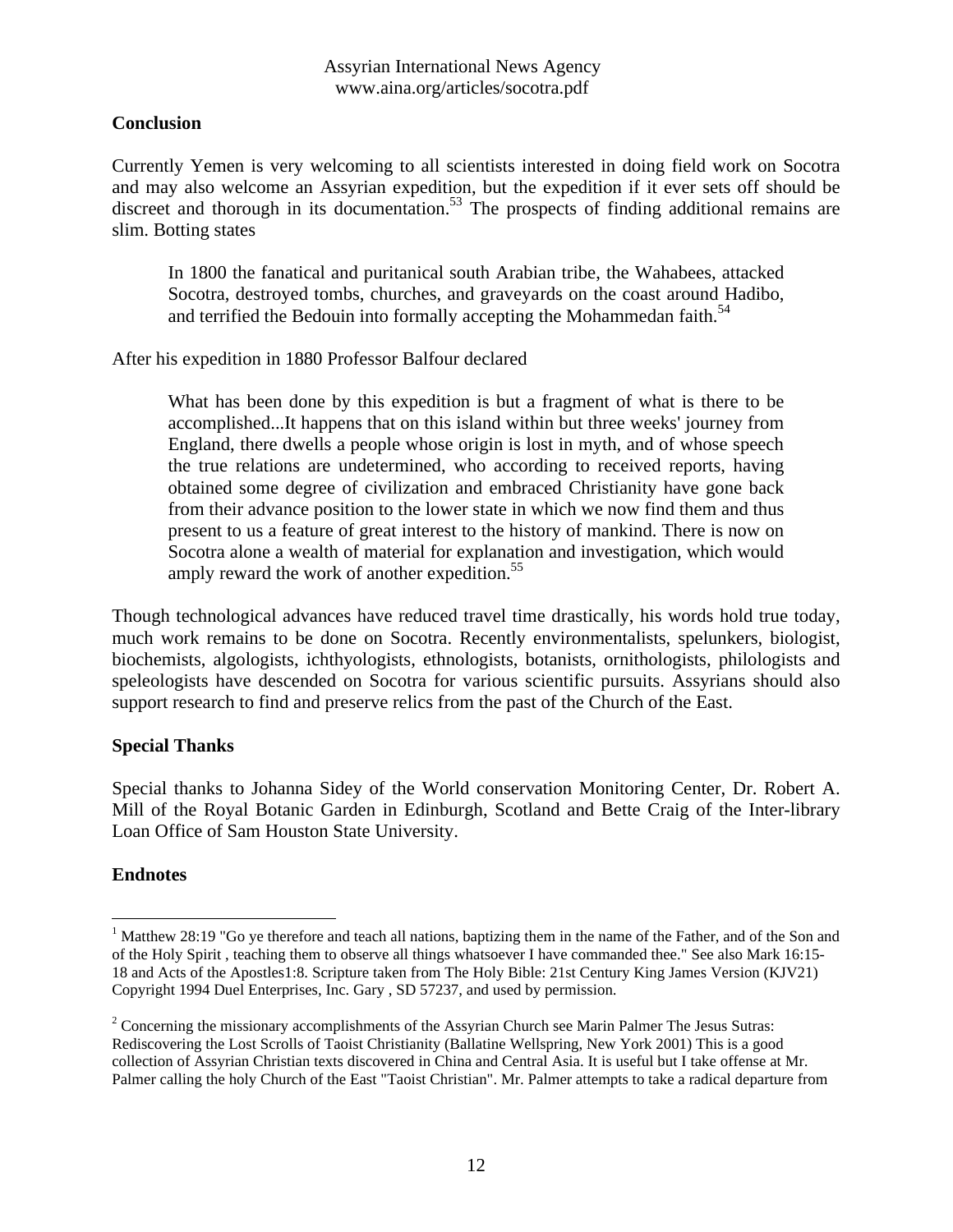## Conclusion

Currently Yemen is very welcoming to all scientists interested in doing field work on Socotra and may also welcome an Assyrian expedition, but the expedition if it ever sets off should be discreet and thorough in its documentation.[53] The prospects of finding additional remains are slim. Botting states

> In 1800 the fanatical and puritanical south Arabian tribe, the Wahabees, attacked Socotra, destroyed tombs, churches, and graveyards on the coast around Hadibo, and terrified the Bedouin into formally accepting the Mohammedan faith.[54]

After his expedition in 1880 Professor Balfour declared

> What has been done by this expedition is but a fragment of what is there to be accomplished...It happens that on this island within but three weeks' journey from England, there dwells a people whose origin is lost in myth, and of whose speech the true relations are undetermined, who according to received reports, having obtained some degree of civilization and embraced Christianity have gone back from their advance position to the lower state in which we now find them and thus present to us a feature of great interest to the history of mankind. There is now on Socotra alone a wealth of material for explanation and investigation, which would amply reward the work of another expedition.[55]

Though technological advances have reduced travel time drastically, his words hold true today, much work remains to be done on Socotra. Recently environmentalists, spelunkers, biologist, biochemists, algologists, ichthyologists, ethnologists, botanists, ornithologists, philologists and speleologists have descended on Socotra for various scientific pursuits. Assyrians should also support research to find and preserve relics from the past of the Church of the East.

## Special Thanks

Special thanks to Johanna Sidey of the World conservation Monitoring Center, Dr. Robert A. Mill of the Royal Botanic Garden in Edinburgh, Scotland and Bette Craig of the Inter-library Loan Office of Sam Houston State University.

## Endnotes

[1] Matthew 28:19 "Go ye therefore and teach all nations, baptizing them in the name of the Father, and of the Son and of the Holy Spirit , teaching them to observe all things whatsoever I have commanded thee." See also Mark 16:15-18 and Acts of the Apostles1:8. Scripture taken from The Holy Bible: 21st Century King James Version (KJV21) Copyright 1994 Duel Enterprises, Inc. Gary , SD 57237, and used by permission.

[2] Concerning the missionary accomplishments of the Assyrian Church see Marin Palmer The Jesus Sutras: Rediscovering the Lost Scrolls of Taoist Christianity (Ballatine Wellspring, New York 2001) This is a good collection of Assyrian Christian texts discovered in China and Central Asia. It is useful but I take offense at Mr. Palmer calling the holy Church of the East "Taoist Christian". Mr. Palmer attempts to take a radical departure from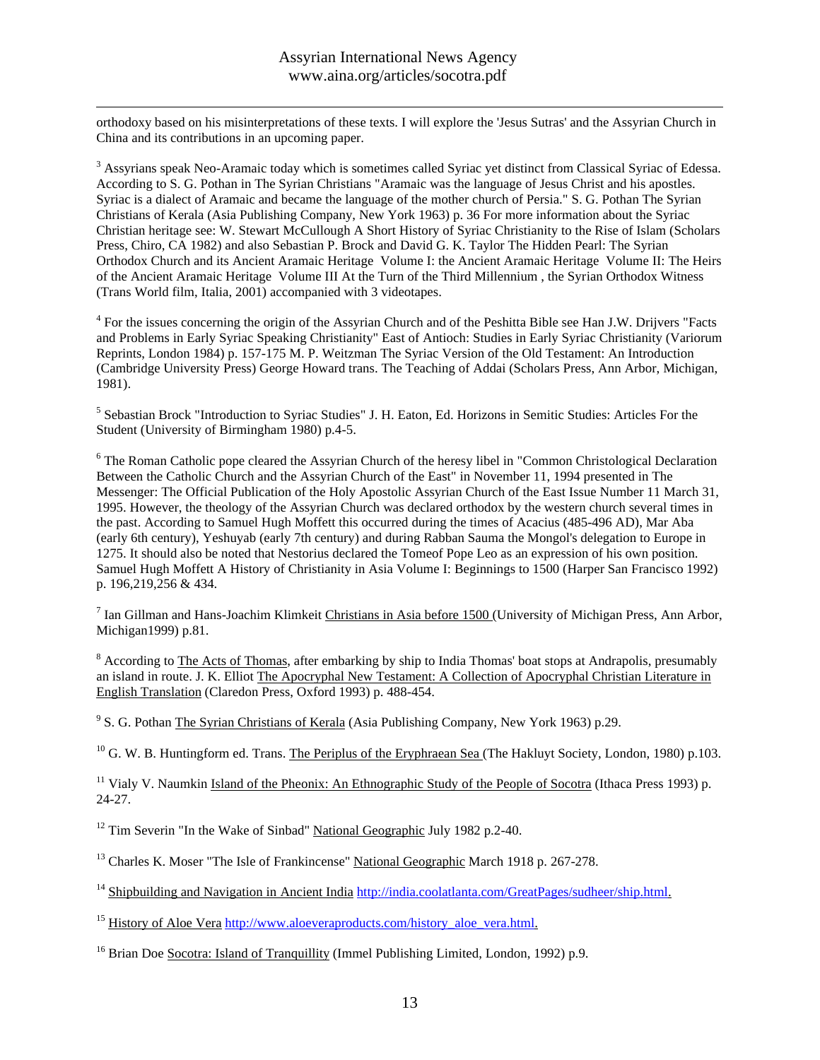orthodoxy based on his misinterpretations of these texts. I will explore the 'Jesus Sutras' and the Assyrian Church in China and its contributions in an upcoming paper.

[3] Assyrians speak Neo-Aramaic today which is sometimes called Syriac yet distinct from Classical Syriac of Edessa. According to S. G. Pothan in The Syrian Christians "Aramaic was the language of Jesus Christ and his apostles. Syriac is a dialect of Aramaic and became the language of the mother church of Persia." S. G. Pothan The Syrian Christians of Kerala (Asia Publishing Company, New York 1963) p. 36 For more information about the Syriac Christian heritage see: W. Stewart McCullough A Short History of Syriac Christianity to the Rise of Islam (Scholars Press, Chiro, CA 1982) and also Sebastian P. Brock and David G. K. Taylor The Hidden Pearl: The Syrian Orthodox Church and its Ancient Aramaic Heritage Volume I: the Ancient Aramaic Heritage Volume II: The Heirs of the Ancient Aramaic Heritage Volume III At the Turn of the Third Millennium , the Syrian Orthodox Witness (Trans World film, Italia, 2001) accompanied with 3 videotapes.

[4] For the issues concerning the origin of the Assyrian Church and of the Peshitta Bible see Han J.W. Drijvers "Facts and Problems in Early Syriac Speaking Christianity" East of Antioch: Studies in Early Syriac Christianity (Variorum Reprints, London 1984) p. 157-175 M. P. Weitzman The Syriac Version of the Old Testament: An Introduction (Cambridge University Press) George Howard trans. The Teaching of Addai (Scholars Press, Ann Arbor, Michigan, 1981).

[5] Sebastian Brock "Introduction to Syriac Studies" J. H. Eaton, Ed. Horizons in Semitic Studies: Articles For the Student (University of Birmingham 1980) p.4-5.

[6] The Roman Catholic pope cleared the Assyrian Church of the heresy libel in "Common Christological Declaration Between the Catholic Church and the Assyrian Church of the East" in November 11, 1994 presented in The Messenger: The Official Publication of the Holy Apostolic Assyrian Church of the East Issue Number 11 March 31, 1995. However, the theology of the Assyrian Church was declared orthodox by the western church several times in the past. According to Samuel Hugh Moffett this occurred during the times of Acacius (485-496 AD), Mar Aba (early 6th century), Yeshuyab (early 7th century) and during Rabban Sauma the Mongol's delegation to Europe in 1275. It should also be noted that Nestorius declared the Tomeof Pope Leo as an expression of his own position. Samuel Hugh Moffett A History of Christianity in Asia Volume I: Beginnings to 1500 (Harper San Francisco 1992) p. 196,219,256 & 434.

[7] Ian Gillman and Hans-Joachim Klimkeit Christians in Asia before 1500 (University of Michigan Press, Ann Arbor, Michigan1999) p.81.

[8] According to The Acts of Thomas, after embarking by ship to India Thomas' boat stops at Andrapolis, presumably an island in route. J. K. Elliot The Apocryphal New Testament: A Collection of Apocryphal Christian Literature in English Translation (Claredon Press, Oxford 1993) p. 488-454.

[9] S. G. Pothan The Syrian Christians of Kerala (Asia Publishing Company, New York 1963) p.29.

[10] G. W. B. Huntingform ed. Trans. The Periplus of the Eryphraean Sea (The Hakluyt Society, London, 1980) p.103.

[11] Vialy V. Naumkin Island of the Pheonix: An Ethnographic Study of the People of Socotra (Ithaca Press 1993) p. 24-27.

[12] Tim Severin "In the Wake of Sinbad" National Geographic July 1982 p.2-40.

[13] Charles K. Moser "The Isle of Frankincense" National Geographic March 1918 p. 267-278.

[14] Shipbuilding and Navigation in Ancient India http://india.coolatlanta.com/GreatPages/sudheer/ship.html.

[15] History of Aloe Vera http://www.aloeveraproducts.com/history_aloe_vera.html.

[16] Brian Doe Socotra: Island of Tranquillity (Immel Publishing Limited, London, 1992) p.9.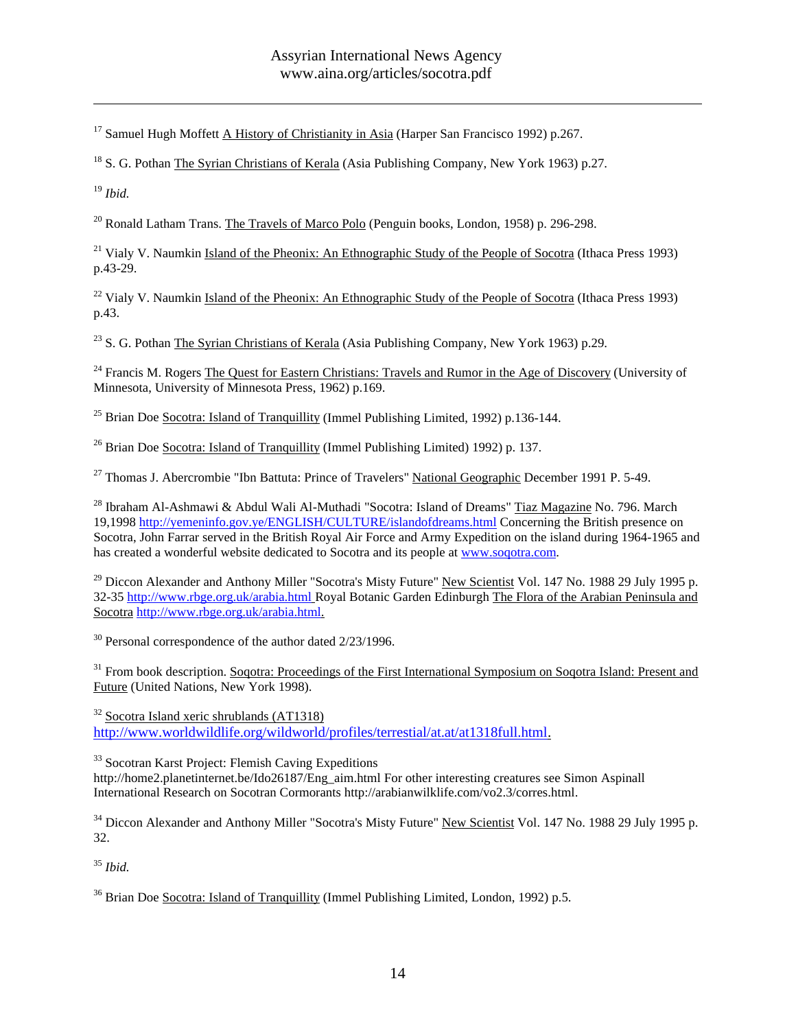[17] Samuel Hugh Moffett A History of Christianity in Asia (Harper San Francisco 1992) p.267.

[18] S. G. Pothan The Syrian Christians of Kerala (Asia Publishing Company, New York 1963) p.27.

[19] *Ibid.*

[20] Ronald Latham Trans. The Travels of Marco Polo (Penguin books, London, 1958) p. 296-298.

[21] Vialy V. Naumkin Island of the Pheonix: An Ethnographic Study of the People of Socotra (Ithaca Press 1993) p.43-29.

[22] Vialy V. Naumkin Island of the Pheonix: An Ethnographic Study of the People of Socotra (Ithaca Press 1993) p.43.

[23] S. G. Pothan The Syrian Christians of Kerala (Asia Publishing Company, New York 1963) p.29.

[24] Francis M. Rogers The Quest for Eastern Christians: Travels and Rumor in the Age of Discovery (University of Minnesota, University of Minnesota Press, 1962) p.169.

[25] Brian Doe Socotra: Island of Tranquillity (Immel Publishing Limited, 1992) p.136-144.

[26] Brian Doe Socotra: Island of Tranquillity (Immel Publishing Limited) 1992) p. 137.

[27] Thomas J. Abercrombie "Ibn Battuta: Prince of Travelers" National Geographic December 1991 P. 5-49.

[28] Ibraham Al-Ashmawi & Abdul Wali Al-Muthadi "Socotra: Island of Dreams" Tiaz Magazine No. 796. March 19,1998 http://yemeninfo.gov.ye/ENGLISH/CULTURE/islandofdreams.html Concerning the British presence on Socotra, John Farrar served in the British Royal Air Force and Army Expedition on the island during 1964-1965 and has created a wonderful website dedicated to Socotra and its people at www.soqotra.com.

[29] Diccon Alexander and Anthony Miller "Socotra's Misty Future" New Scientist Vol. 147 No. 1988 29 July 1995 p. 32-35 http://www.rbge.org.uk/arabia.html Royal Botanic Garden Edinburgh The Flora of the Arabian Peninsula and Socotra http://www.rbge.org.uk/arabia.html.

[30] Personal correspondence of the author dated 2/23/1996.

[31] From book description. Soqotra: Proceedings of the First International Symposium on Soqotra Island: Present and Future (United Nations, New York 1998).

[32] Socotra Island xeric shrublands (AT1318) http://www.worldwildlife.org/wildworld/profiles/terrestial/at.at/at1318full.html.

[33] Socotran Karst Project: Flemish Caving Expeditions http://home2.planetinternet.be/Ido26187/Eng_aim.html For other interesting creatures see Simon Aspinall International Research on Socotran Cormorants http://arabianwilklife.com/vo2.3/corres.html.

[34] Diccon Alexander and Anthony Miller "Socotra's Misty Future" New Scientist Vol. 147 No. 1988 29 July 1995 p. 32.

[35] *Ibid.*

[36] Brian Doe Socotra: Island of Tranquillity (Immel Publishing Limited, London, 1992) p.5.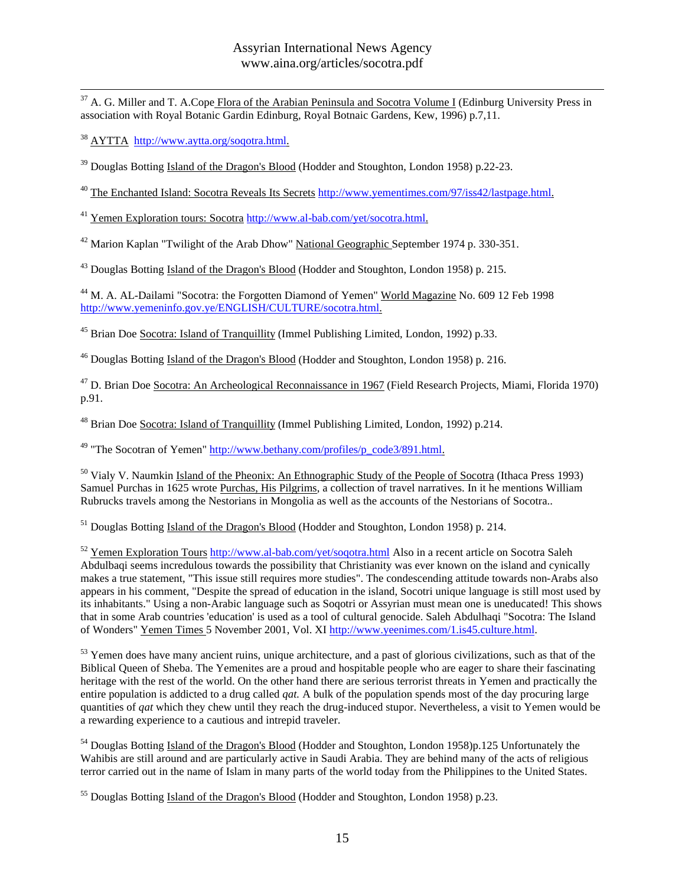[37] A. G. Miller and T. A.Cope Flora of the Arabian Peninsula and Socotra Volume I (Edinburg University Press in association with Royal Botanic Gardin Edinburg, Royal Botnaic Gardens, Kew, 1996) p.7,11.

[38] AYTTA http://www.aytta.org/soqotra.html.

[39] Douglas Botting Island of the Dragon's Blood (Hodder and Stoughton, London 1958) p.22-23.

[40] The Enchanted Island: Socotra Reveals Its Secrets http://www.yementimes.com/97/iss42/lastpage.html.

[41] Yemen Exploration tours: Socotra http://www.al-bab.com/yet/socotra.html.

[42] Marion Kaplan "Twilight of the Arab Dhow" National Geographic September 1974 p. 330-351.

[43] Douglas Botting Island of the Dragon's Blood (Hodder and Stoughton, London 1958) p. 215.

[44] M. A. AL-Dailami "Socotra: the Forgotten Diamond of Yemen" World Magazine No. 609 12 Feb 1998 http://www.yemeninfo.gov.ye/ENGLISH/CULTURE/socotra.html.

[45] Brian Doe Socotra: Island of Tranquillity (Immel Publishing Limited, London, 1992) p.33.

[46] Douglas Botting Island of the Dragon's Blood (Hodder and Stoughton, London 1958) p. 216.

[47] D. Brian Doe Socotra: An Archeological Reconnaissance in 1967 (Field Research Projects, Miami, Florida 1970) p.91.

[48] Brian Doe Socotra: Island of Tranquillity (Immel Publishing Limited, London, 1992) p.214.

[49] "The Socotran of Yemen" http://www.bethany.com/profiles/p_code3/891.html.

[50] Vialy V. Naumkin Island of the Pheonix: An Ethnographic Study of the People of Socotra (Ithaca Press 1993) Samuel Purchas in 1625 wrote Purchas, His Pilgrims, a collection of travel narratives. In it he mentions William Rubrucks travels among the Nestorians in Mongolia as well as the accounts of the Nestorians of Socotra..

[51] Douglas Botting Island of the Dragon's Blood (Hodder and Stoughton, London 1958) p. 214.

[52] Yemen Exploration Tours http://www.al-bab.com/yet/soqotra.html Also in a recent article on Socotra Saleh Abdulbaqi seems incredulous towards the possibility that Christianity was ever known on the island and cynically makes a true statement, "This issue still requires more studies". The condescending attitude towards non-Arabs also appears in his comment, "Despite the spread of education in the island, Socotri unique language is still most used by its inhabitants." Using a non-Arabic language such as Soqotri or Assyrian must mean one is uneducated! This shows that in some Arab countries 'education' is used as a tool of cultural genocide. Saleh Abdulhaqi "Socotra: The Island of Wonders" Yemen Times 5 November 2001, Vol. XI http://www.yeenimes.com/1.is45.culture.html.

[53] Yemen does have many ancient ruins, unique architecture, and a past of glorious civilizations, such as that of the Biblical Queen of Sheba. The Yemenites are a proud and hospitable people who are eager to share their fascinating heritage with the rest of the world. On the other hand there are serious terrorist threats in Yemen and practically the entire population is addicted to a drug called *qat.* A bulk of the population spends most of the day procuring large quantities of *qat* which they chew until they reach the drug-induced stupor. Nevertheless, a visit to Yemen would be a rewarding experience to a cautious and intrepid traveler.

[54] Douglas Botting Island of the Dragon's Blood (Hodder and Stoughton, London 1958)p.125 Unfortunately the Wahibis are still around and are particularly active in Saudi Arabia. They are behind many of the acts of religious terror carried out in the name of Islam in many parts of the world today from the Philippines to the United States.

[55] Douglas Botting Island of the Dragon's Blood (Hodder and Stoughton, London 1958) p.23.